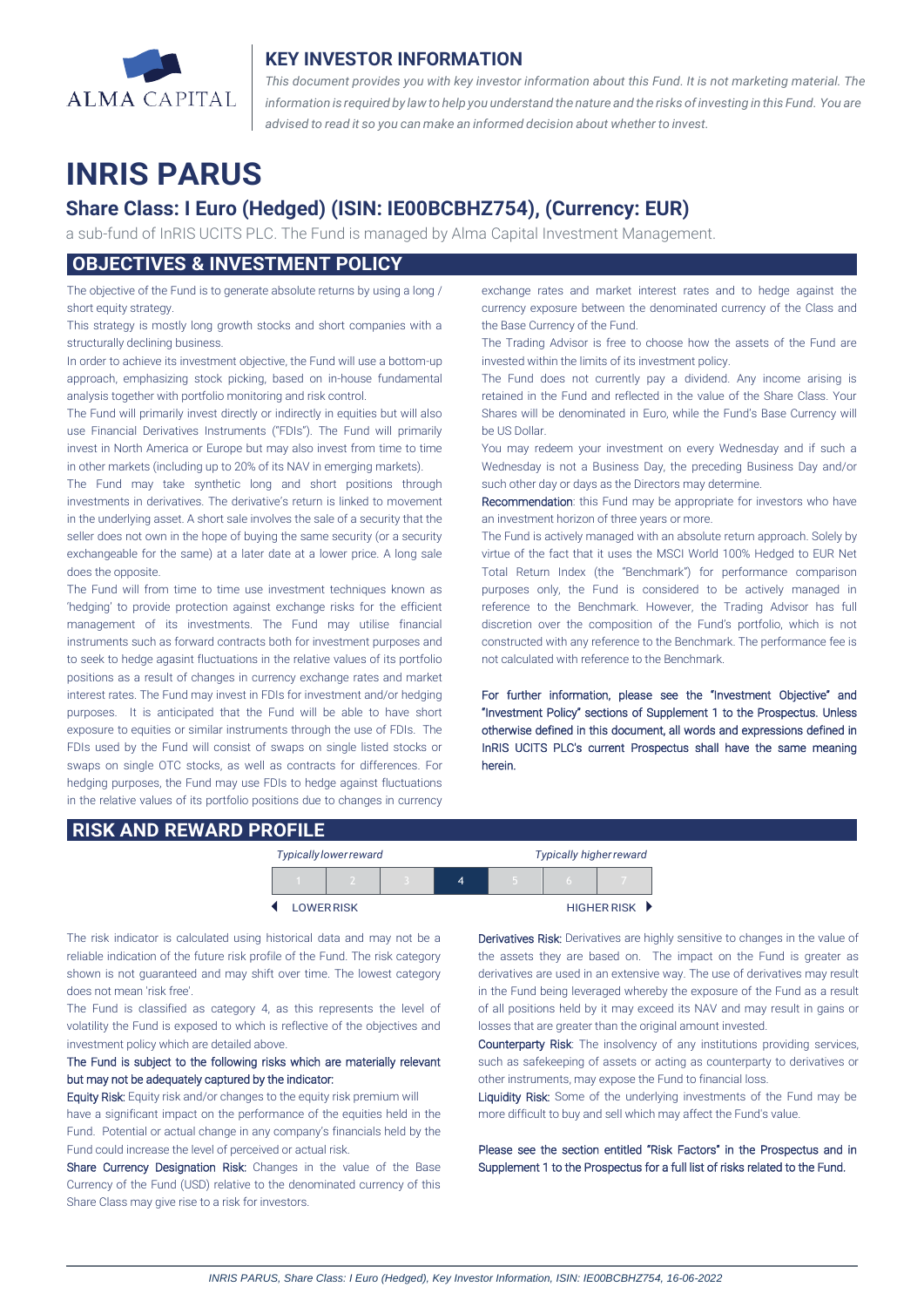ALMA CAPITAL

## KEY INVESTOR INFORMATION

*This document provides you with key investor information about this Fund. It is not marketing material. The information is required by law to help you understand the nature and the risks of investing in this Fund. You are advised to read it so you can make an informed decision about whether to invest.*

# INRIS PARUS

## Share Class: I Euro (Hedged) (ISIN: IE00BCBHZ754), (Currency: EUR)

a sub-fund of InRIS UCITS PLC. The Fund is managed by Alma Capital Investment Management.

## OBJECTIVES & INVESTMENT POLICY

The objective of the Fund is to generate absolute returns by using a long / short equity strategy.

This strategy is mostly long growth stocks and short companies with a structurally declining business.

In order to achieve its investment objective, the Fund will use a bottom-up approach, emphasizing stock picking, based on in-house fundamental analysis together with portfolio monitoring and risk control.

The Fund will primarily invest directly or indirectly in equities but will also use Financial Derivatives Instruments ("FDIs"). The Fund will primarily invest in North America or Europe but may also invest from time to time in other markets (including up to 20% of its NAV in emerging markets).

The Fund may take synthetic long and short positions through investments in derivatives. The derivative's return is linked to movement in the underlying asset. A short sale involves the sale of a security that the seller does not own in the hope of buying the same security (or a security exchangeable for the same) at a later date at a lower price. A long sale does the opposite.

The Fund will from time to time use investment techniques known as 'hedging' to provide protection against exchange risks for the efficient management of its investments. The Fund may utilise financial instruments such as forward contracts both for investment purposes and to seek to hedge agasint fluctuations in the relative values of its portfolio positions as a result of changes in currency exchange rates and market interest rates. The Fund may invest in FDIs for investment and/or hedging purposes. It is anticipated that the Fund will be able to have short exposure to equities or similar instruments through the use of FDIs. The FDIs used by the Fund will consist of swaps on single listed stocks or swaps on single OTC stocks, as well as contracts for differences. For hedging purposes, the Fund may use FDIs to hedge against fluctuations in the relative values of its portfolio positions due to changes in currency exchange rates and market interest rates and to hedge against the currency exposure between the denominated currency of the Class and the Base Currency of the Fund.

The Trading Advisor is free to choose how the assets of the Fund are invested within the limits of its investment policy.

The Fund does not currently pay a dividend. Any income arising is retained in the Fund and reflected in the value of the Share Class. Your Shares will be denominated in Euro, while the Fund's Base Currency will be US Dollar.

You may redeem your investment on every Wednesday and if such a Wednesday is not a Business Day, the preceding Business Day and/or such other day or days as the Directors may determine.

Recommendation: this Fund may be appropriate for investors who have an investment horizon of three years or more.

The Fund is actively managed with an absolute return approach. Solely by virtue of the fact that it uses the MSCI World 100% Hedged to EUR Net Total Return Index (the "Benchmark") for performance comparison purposes only, the Fund is considered to be actively managed in reference to the Benchmark. However, the Trading Advisor has full discretion over the composition of the Fund's portfolio, which is not constructed with any reference to the Benchmark. The performance fee is not calculated with reference to the Benchmark.

For further information, please see the "Investment Objective" and "Investment Policy" sections of Supplement 1 to the Prospectus. Unless otherwise defined in this document, all words and expressions defined in InRIS UCITS PLC's current Prospectus shall have the same meaning herein.

## RISK AND REWARD PROFILE

| Typically lower reward | | | | | | Typically higher reward |
|---|---|---|---|---|---|---|
| 1 | 2 | 3 | **4** | 5 | 6 | 7 |
| LOWER RISK | | | | | | HIGHER RISK |

The risk indicator is calculated using historical data and may not be a reliable indication of the future risk profile of the Fund. The risk category shown is not guaranteed and may shift over time. The lowest category does not mean 'risk free'.

The Fund is classified as category 4, as this represents the level of volatility the Fund is exposed to which is reflective of the objectives and investment policy which are detailed above.

The Fund is subject to the following risks which are materially relevant but may not be adequately captured by the indicator:

Equity Risk: Equity risk and/or changes to the equity risk premium will have a significant impact on the performance of the equities held in the Fund. Potential or actual change in any company's financials held by the Fund could increase the level of perceived or actual risk.

Share Currency Designation Risk: Changes in the value of the Base Currency of the Fund (USD) relative to the denominated currency of this Share Class may give rise to a risk for investors.

Derivatives Risk: Derivatives are highly sensitive to changes in the value of the assets they are based on. The impact on the Fund is greater as derivatives are used in an extensive way. The use of derivatives may result in the Fund being leveraged whereby the exposure of the Fund as a result of all positions held by it may exceed its NAV and may result in gains or losses that are greater than the original amount invested.

Counterparty Risk: The insolvency of any institutions providing services, such as safekeeping of assets or acting as counterparty to derivatives or other instruments, may expose the Fund to financial loss.

Liquidity Risk: Some of the underlying investments of the Fund may be more difficult to buy and sell which may affect the Fund's value.

Please see the section entitled "Risk Factors" in the Prospectus and in Supplement 1 to the Prospectus for a full list of risks related to the Fund.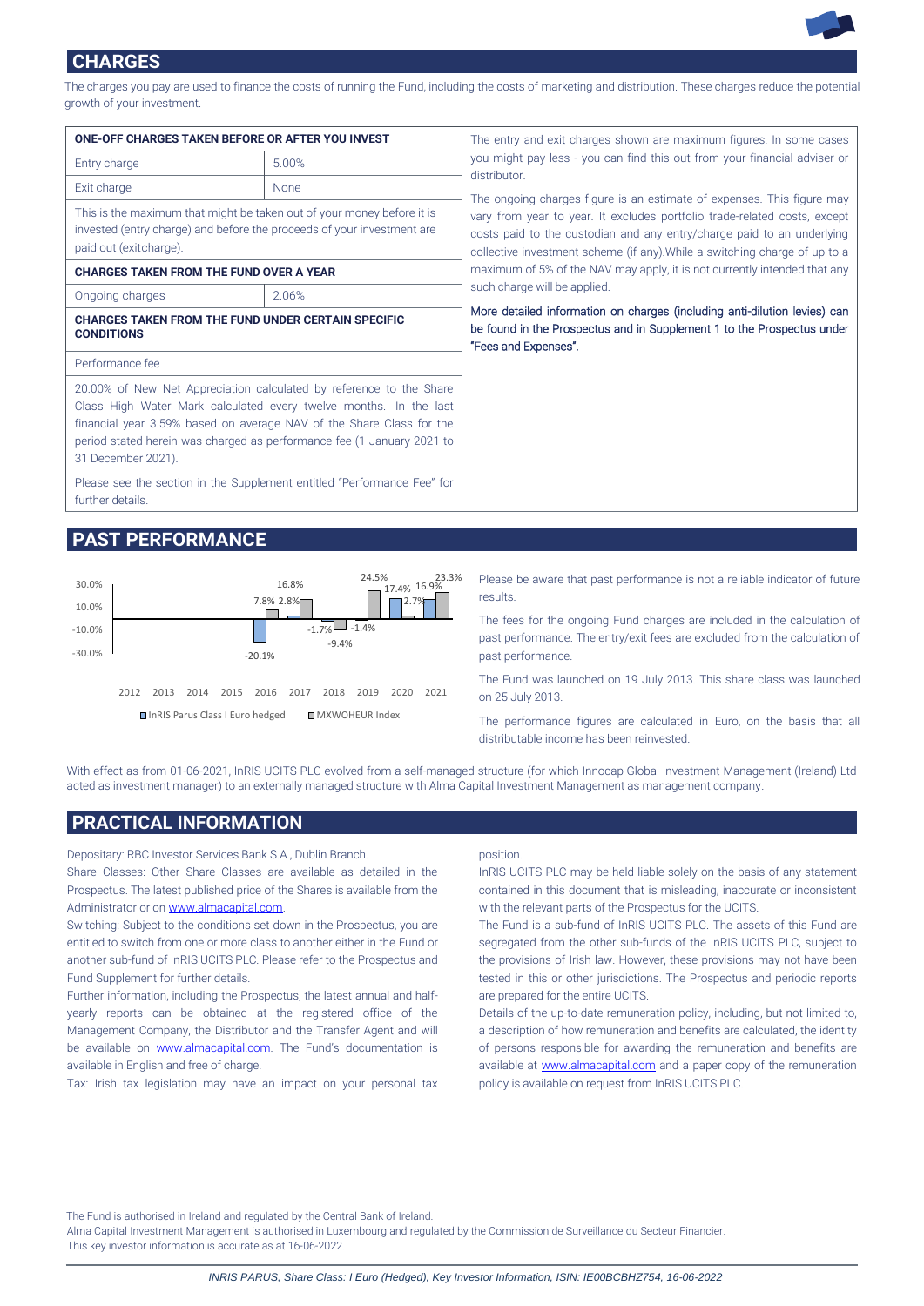## CHARGES

The charges you pay are used to finance the costs of running the Fund, including the costs of marketing and distribution. These charges reduce the potential growth of your investment.

| ONE-OFF CHARGES TAKEN BEFORE OR AFTER YOU INVEST | |
|---|---|
| Entry charge | 5.00% |
| Exit charge | None |
| This is the maximum that might be taken out of your money before it is invested (entry charge) and before the proceeds of your investment are paid out (exitcharge). | |
| **CHARGES TAKEN FROM THE FUND OVER A YEAR** | |
| Ongoing charges | 2.06% |
| **CHARGES TAKEN FROM THE FUND UNDER CERTAIN SPECIFIC CONDITIONS** | |
| Performance fee | |
| 20.00% of New Net Appreciation calculated by reference to the Share Class High Water Mark calculated every twelve months. In the last financial year 3.59% based on average NAV of the Share Class for the period stated herein was charged as performance fee (1 January 2021 to 31 December 2021). Please see the section in the Supplement entitled "Performance Fee" for further details. | |

The entry and exit charges shown are maximum figures. In some cases you might pay less - you can find this out from your financial adviser or distributor.

The ongoing charges figure is an estimate of expenses. This figure may vary from year to year. It excludes portfolio trade-related costs, except costs paid to the custodian and any entry/charge paid to an underlying collective investment scheme (if any).While a switching charge of up to a maximum of 5% of the NAV may apply, it is not currently intended that any such charge will be applied.

More detailed information on charges (including anti-dilution levies) can be found in the Prospectus and in Supplement 1 to the Prospectus under "Fees and Expenses".

## PAST PERFORMANCE

30.0%
10.0%
-10.0%
-30.0%

16.8%
7.8% 2.8%
-20.1%
-1.7% -1.4%
-9.4%
24.5%
17.4% 16.9%
2.7%
23.3%

2012 2013 2014 2015 2016 2017 2018 2019 2020 2021

InRIS Parus Class I Euro hedged MXWOHEUR Index

Please be aware that past performance is not a reliable indicator of future results.

The fees for the ongoing Fund charges are included in the calculation of past performance. The entry/exit fees are excluded from the calculation of past performance.

The Fund was launched on 19 July 2013. This share class was launched on 25 July 2013.

The performance figures are calculated in Euro, on the basis that all distributable income has been reinvested.

With effect as from 01-06-2021, InRIS UCITS PLC evolved from a self-managed structure (for which Innocap Global Investment Management (Ireland) Ltd acted as investment manager) to an externally managed structure with Alma Capital Investment Management as management company.

## PRACTICAL INFORMATION

Depositary: RBC Investor Services Bank S.A., Dublin Branch.

Share Classes: Other Share Classes are available as detailed in the Prospectus. The latest published price of the Shares is available from the Administrator or on www.almacapital.com.

Switching: Subject to the conditions set down in the Prospectus, you are entitled to switch from one or more class to another either in the Fund or another sub-fund of InRIS UCITS PLC. Please refer to the Prospectus and Fund Supplement for further details.

Further information, including the Prospectus, the latest annual and half-yearly reports can be obtained at the registered office of the Management Company, the Distributor and the Transfer Agent and will be available on www.almacapital.com. The Fund's documentation is available in English and free of charge.

Tax: Irish tax legislation may have an impact on your personal tax position.

InRIS UCITS PLC may be held liable solely on the basis of any statement contained in this document that is misleading, inaccurate or inconsistent with the relevant parts of the Prospectus for the UCITS.

The Fund is a sub-fund of InRIS UCITS PLC. The assets of this Fund are segregated from the other sub-funds of the InRIS UCITS PLC, subject to the provisions of Irish law. However, these provisions may not have been tested in this or other jurisdictions. The Prospectus and periodic reports are prepared for the entire UCITS.

Details of the up-to-date remuneration policy, including, but not limited to, a description of how remuneration and benefits are calculated, the identity of persons responsible for awarding the remuneration and benefits are available at www.almacapital.com and a paper copy of the remuneration policy is available on request from InRIS UCITS PLC.

The Fund is authorised in Ireland and regulated by the Central Bank of Ireland.
Alma Capital Investment Management is authorised in Luxembourg and regulated by the Commission de Surveillance du Secteur Financier.
This key investor information is accurate as at 16-06-2022.